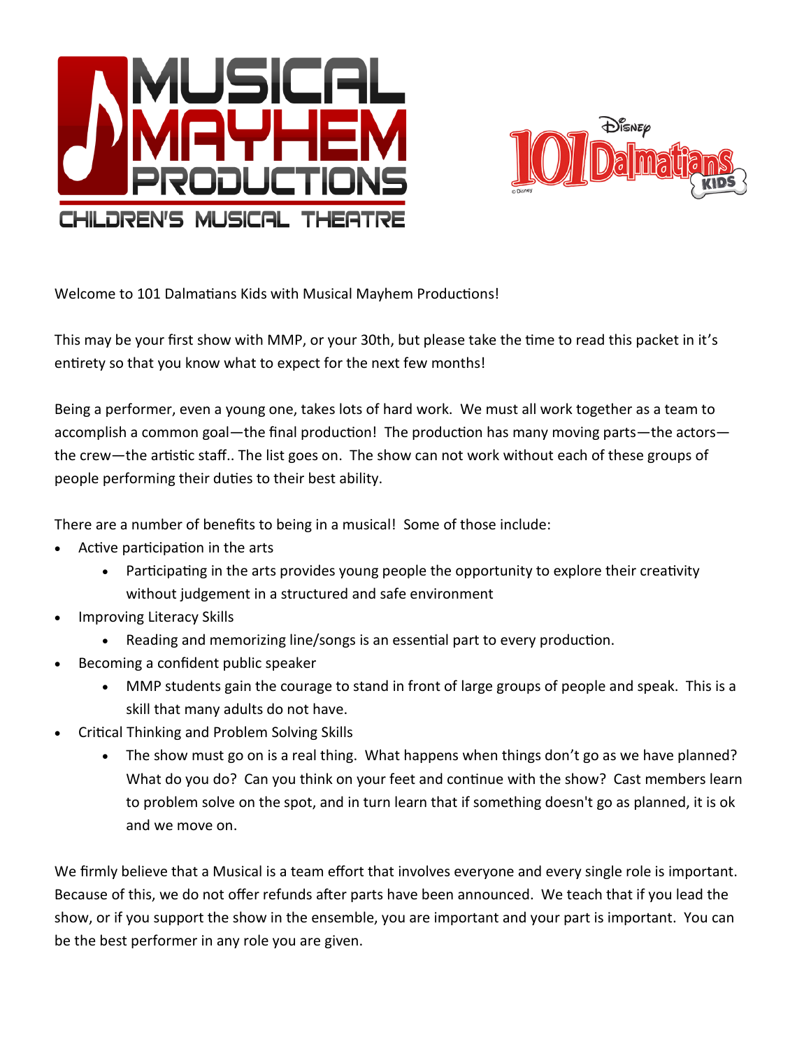Welcome to 101 Dalmatians Kids with Musical Mayhem Productions!

This may be your first show with MMP, or your 30th, but please take the time to read this packet in it's entirety so that you know what to expect for the next few months!

Being a performer, even a young one, takes lots of hard work. We must all work together as a team to accomplish a common goal—the final production! The production has many moving parts—the actors—the crew—the artistic staff.. The list goes on. The show can not work without each of these groups of people performing their duties to their best ability.

There are a number of benefits to being in a musical! Some of those include:

- Active participation in the arts
  - Participating in the arts provides young people the opportunity to explore their creativity without judgement in a structured and safe environment
- Improving Literacy Skills
  - Reading and memorizing line/songs is an essential part to every production.
- Becoming a confident public speaker
  - MMP students gain the courage to stand in front of large groups of people and speak. This is a skill that many adults do not have.
- Critical Thinking and Problem Solving Skills
  - The show must go on is a real thing. What happens when things don't go as we have planned? What do you do? Can you think on your feet and continue with the show? Cast members learn to problem solve on the spot, and in turn learn that if something doesn't go as planned, it is ok and we move on.

We firmly believe that a Musical is a team effort that involves everyone and every single role is important. Because of this, we do not offer refunds after parts have been announced. We teach that if you lead the show, or if you support the show in the ensemble, you are important and your part is important. You can be the best performer in any role you are given.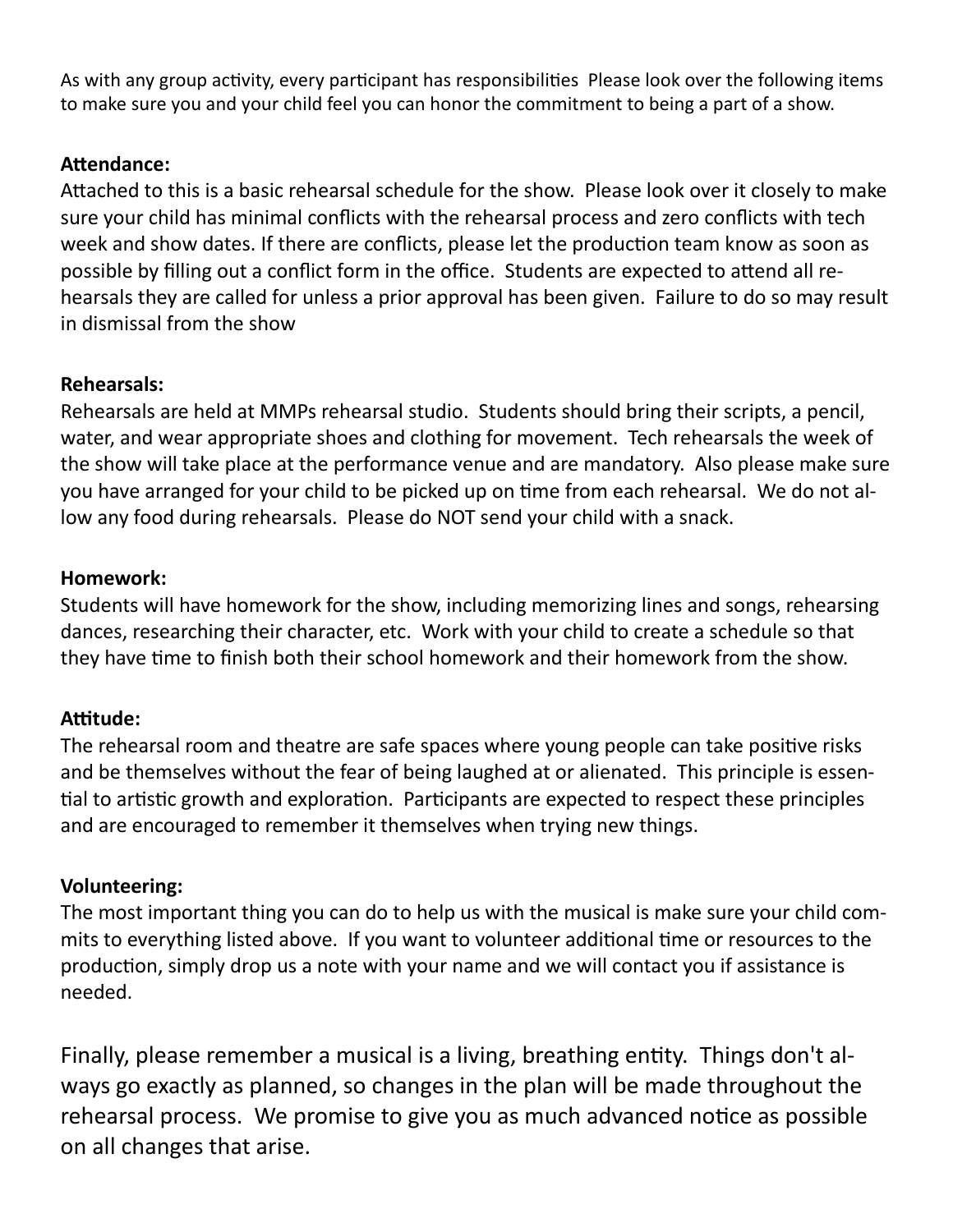As with any group activity, every participant has responsibilities  Please look over the following items to make sure you and your child feel you can honor the commitment to being a part of a show.

**Attendance:**
Attached to this is a basic rehearsal schedule for the show.  Please look over it closely to make sure your child has minimal conflicts with the rehearsal process and zero conflicts with tech week and show dates. If there are conflicts, please let the production team know as soon as possible by filling out a conflict form in the office.  Students are expected to attend all rehearsals they are called for unless a prior approval has been given.  Failure to do so may result in dismissal from the show

**Rehearsals:**
Rehearsals are held at MMPs rehearsal studio.  Students should bring their scripts, a pencil, water, and wear appropriate shoes and clothing for movement.  Tech rehearsals the week of the show will take place at the performance venue and are mandatory.  Also please make sure you have arranged for your child to be picked up on time from each rehearsal.  We do not allow any food during rehearsals.  Please do NOT send your child with a snack.

**Homework:**
Students will have homework for the show, including memorizing lines and songs, rehearsing dances, researching their character, etc.  Work with your child to create a schedule so that they have time to finish both their school homework and their homework from the show.

**Attitude:**
The rehearsal room and theatre are safe spaces where young people can take positive risks and be themselves without the fear of being laughed at or alienated.  This principle is essential to artistic growth and exploration.  Participants are expected to respect these principles and are encouraged to remember it themselves when trying new things.

**Volunteering:**
The most important thing you can do to help us with the musical is make sure your child commits to everything listed above.  If you want to volunteer additional time or resources to the production, simply drop us a note with your name and we will contact you if assistance is needed.

Finally, please remember a musical is a living, breathing entity.  Things don't always go exactly as planned, so changes in the plan will be made throughout the rehearsal process.  We promise to give you as much advanced notice as possible on all changes that arise.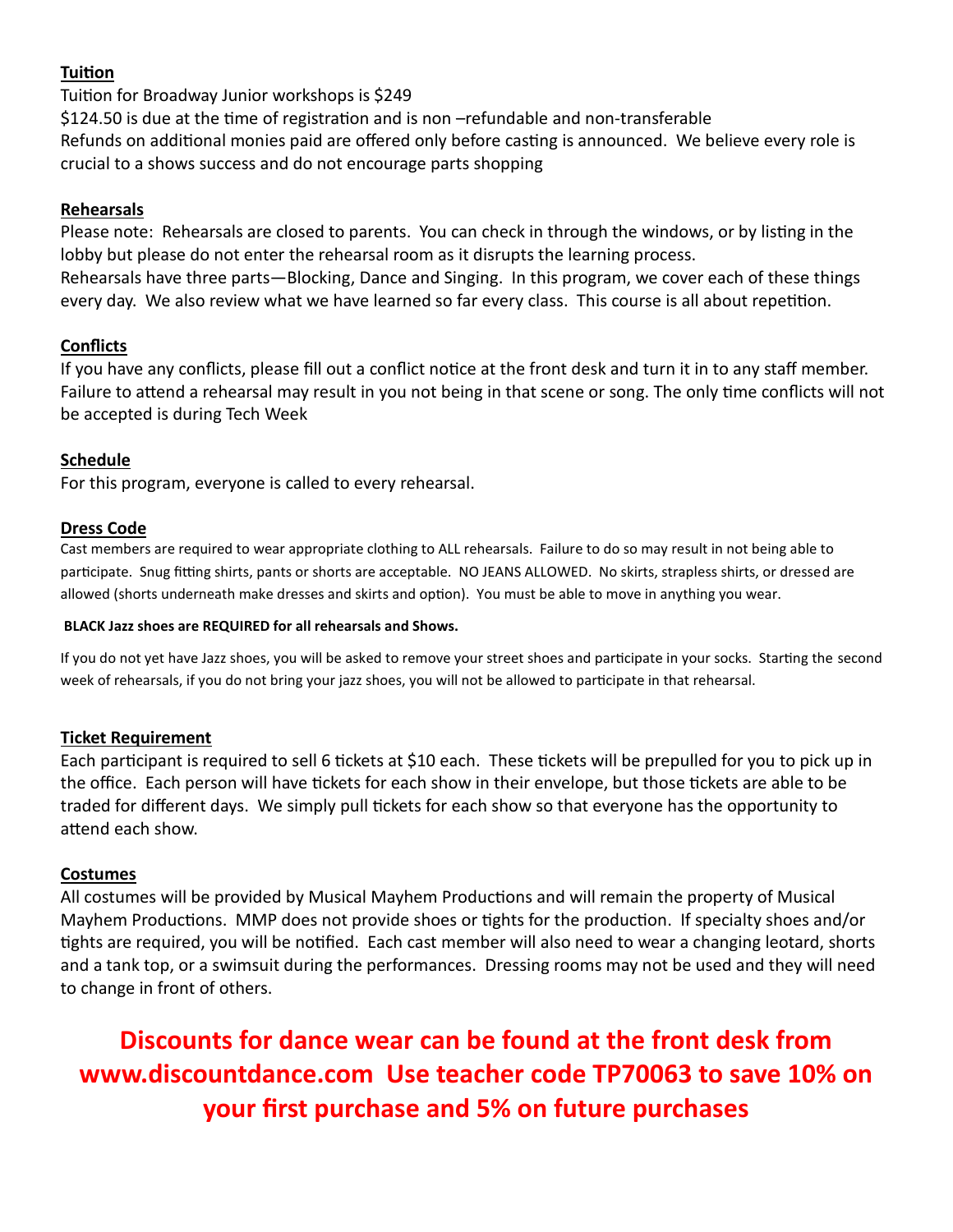**Tuition**

Tuition for Broadway Junior workshops is $249

$124.50 is due at the time of registration and is non –refundable and non-transferable

Refunds on additional monies paid are offered only before casting is announced. We believe every role is crucial to a shows success and do not encourage parts shopping

**Rehearsals**

Please note: Rehearsals are closed to parents. You can check in through the windows, or by listing in the lobby but please do not enter the rehearsal room as it disrupts the learning process.

Rehearsals have three parts—Blocking, Dance and Singing. In this program, we cover each of these things every day. We also review what we have learned so far every class. This course is all about repetition.

**Conflicts**

If you have any conflicts, please fill out a conflict notice at the front desk and turn it in to any staff member. Failure to attend a rehearsal may result in you not being in that scene or song. The only time conflicts will not be accepted is during Tech Week

**Schedule**

For this program, everyone is called to every rehearsal.

**Dress Code**

Cast members are required to wear appropriate clothing to ALL rehearsals. Failure to do so may result in not being able to participate. Snug fitting shirts, pants or shorts are acceptable. NO JEANS ALLOWED. No skirts, strapless shirts, or dressed are allowed (shorts underneath make dresses and skirts and option). You must be able to move in anything you wear.

**BLACK Jazz shoes are REQUIRED for all rehearsals and Shows.**

If you do not yet have Jazz shoes, you will be asked to remove your street shoes and participate in your socks. Starting the second week of rehearsals, if you do not bring your jazz shoes, you will not be allowed to participate in that rehearsal.

**Ticket Requirement**

Each participant is required to sell 6 tickets at $10 each. These tickets will be prepulled for you to pick up in the office. Each person will have tickets for each show in their envelope, but those tickets are able to be traded for different days. We simply pull tickets for each show so that everyone has the opportunity to attend each show.

**Costumes**

All costumes will be provided by Musical Mayhem Productions and will remain the property of Musical Mayhem Productions. MMP does not provide shoes or tights for the production. If specialty shoes and/or tights are required, you will be notified. Each cast member will also need to wear a changing leotard, shorts and a tank top, or a swimsuit during the performances. Dressing rooms may not be used and they will need to change in front of others.

**Discounts for dance wear can be found at the front desk from www.discountdance.com Use teacher code TP70063 to save 10% on your first purchase and 5% on future purchases**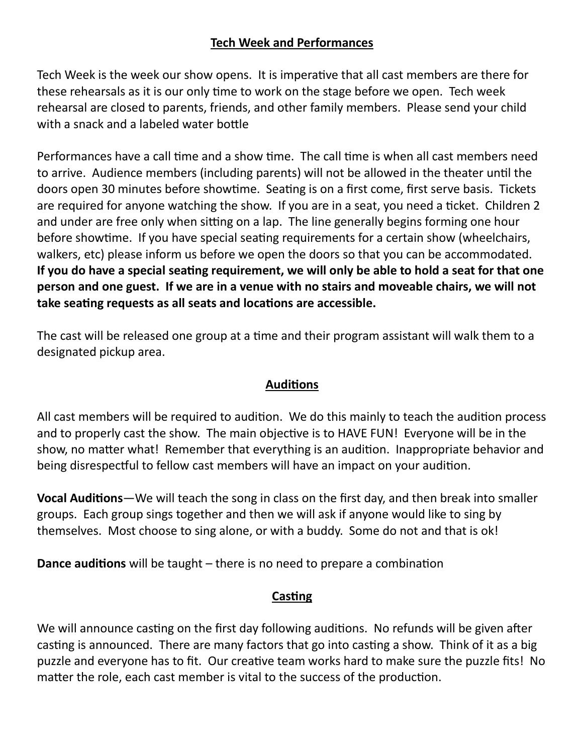## Tech Week and Performances

Tech Week is the week our show opens. It is imperative that all cast members are there for these rehearsals as it is our only time to work on the stage before we open. Tech week rehearsal are closed to parents, friends, and other family members. Please send your child with a snack and a labeled water bottle

Performances have a call time and a show time. The call time is when all cast members need to arrive. Audience members (including parents) will not be allowed in the theater until the doors open 30 minutes before showtime. Seating is on a first come, first serve basis. Tickets are required for anyone watching the show. If you are in a seat, you need a ticket. Children 2 and under are free only when sitting on a lap. The line generally begins forming one hour before showtime. If you have special seating requirements for a certain show (wheelchairs, walkers, etc) please inform us before we open the doors so that you can be accommodated. **If you do have a special seating requirement, we will only be able to hold a seat for that one person and one guest. If we are in a venue with no stairs and moveable chairs, we will not take seating requests as all seats and locations are accessible.**

The cast will be released one group at a time and their program assistant will walk them to a designated pickup area.

## Auditions

All cast members will be required to audition. We do this mainly to teach the audition process and to properly cast the show. The main objective is to HAVE FUN! Everyone will be in the show, no matter what! Remember that everything is an audition. Inappropriate behavior and being disrespectful to fellow cast members will have an impact on your audition.

**Vocal Auditions**—We will teach the song in class on the first day, and then break into smaller groups. Each group sings together and then we will ask if anyone would like to sing by themselves. Most choose to sing alone, or with a buddy. Some do not and that is ok!

**Dance auditions** will be taught – there is no need to prepare a combination

## Casting

We will announce casting on the first day following auditions. No refunds will be given after casting is announced. There are many factors that go into casting a show. Think of it as a big puzzle and everyone has to fit. Our creative team works hard to make sure the puzzle fits! No matter the role, each cast member is vital to the success of the production.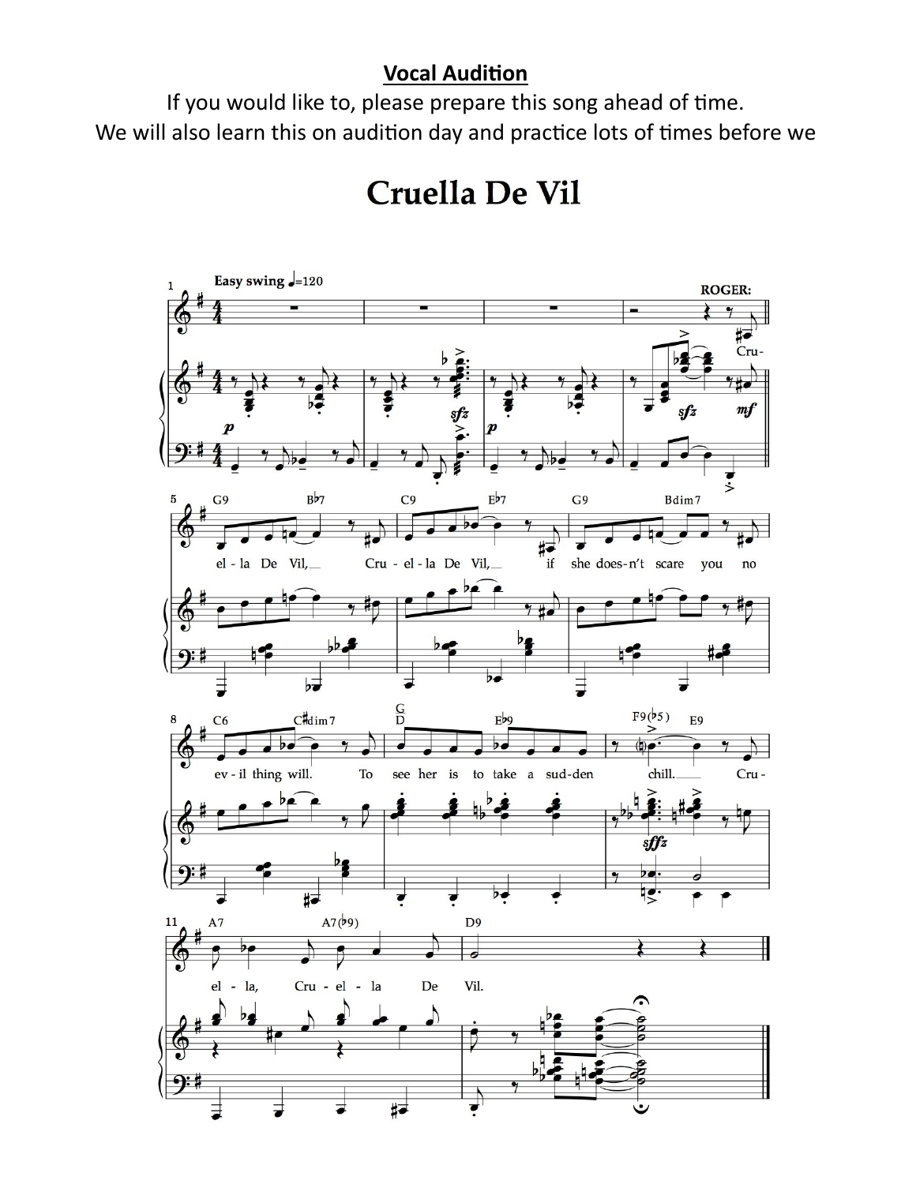**Vocal Audition**

If you would like to, please prepare this song ahead of time.

We will also learn this on audition day and practice lots of times before we

# Cruella De Vil